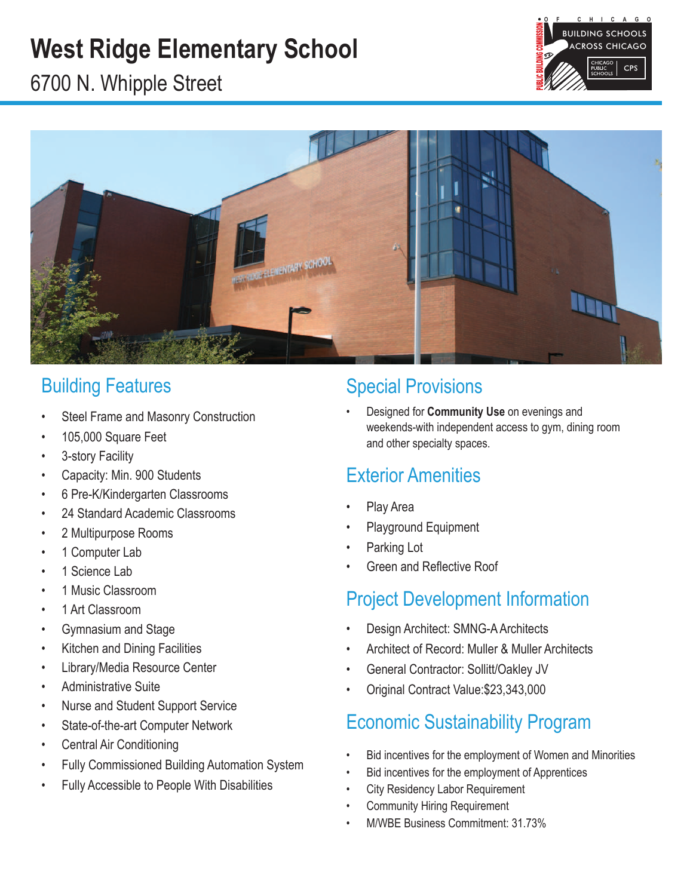# West Ridge Elementary School

6700 N. Whipple Street

## Building Features

- Steel Frame and Masonry Construction
- 105,000 Square Feet
- 3-story Facility
- Capacity: Min. 900 Students
- 6 Pre-K/Kindergarten Classrooms
- 24 Standard Academic Classrooms
- 2 Multipurpose Rooms
- 1 Computer Lab
- 1 Science Lab
- 1 Music Classroom
- 1 Art Classroom
- Gymnasium and Stage
- Kitchen and Dining Facilities
- Library/Media Resource Center
- Administrative Suite
- Nurse and Student Support Service
- State-of-the-art Computer Network
- Central Air Conditioning
- Fully Commissioned Building Automation System
- Fully Accessible to People With Disabilities

## Special Provisions

- Designed for **Community Use** on evenings and weekends-with independent access to gym, dining room and other specialty spaces.

## Exterior Amenities

- Play Area
- Playground Equipment
- Parking Lot
- Green and Reflective Roof

## Project Development Information

- Design Architect: SMNG-A Architects
- Architect of Record: Muller & Muller Architects
- General Contractor: Sollitt/Oakley JV
- Original Contract Value:$23,343,000

## Economic Sustainability Program

- Bid incentives for the employment of Women and Minorities
- Bid incentives for the employment of Apprentices
- City Residency Labor Requirement
- Community Hiring Requirement
- M/WBE Business Commitment: 31.73%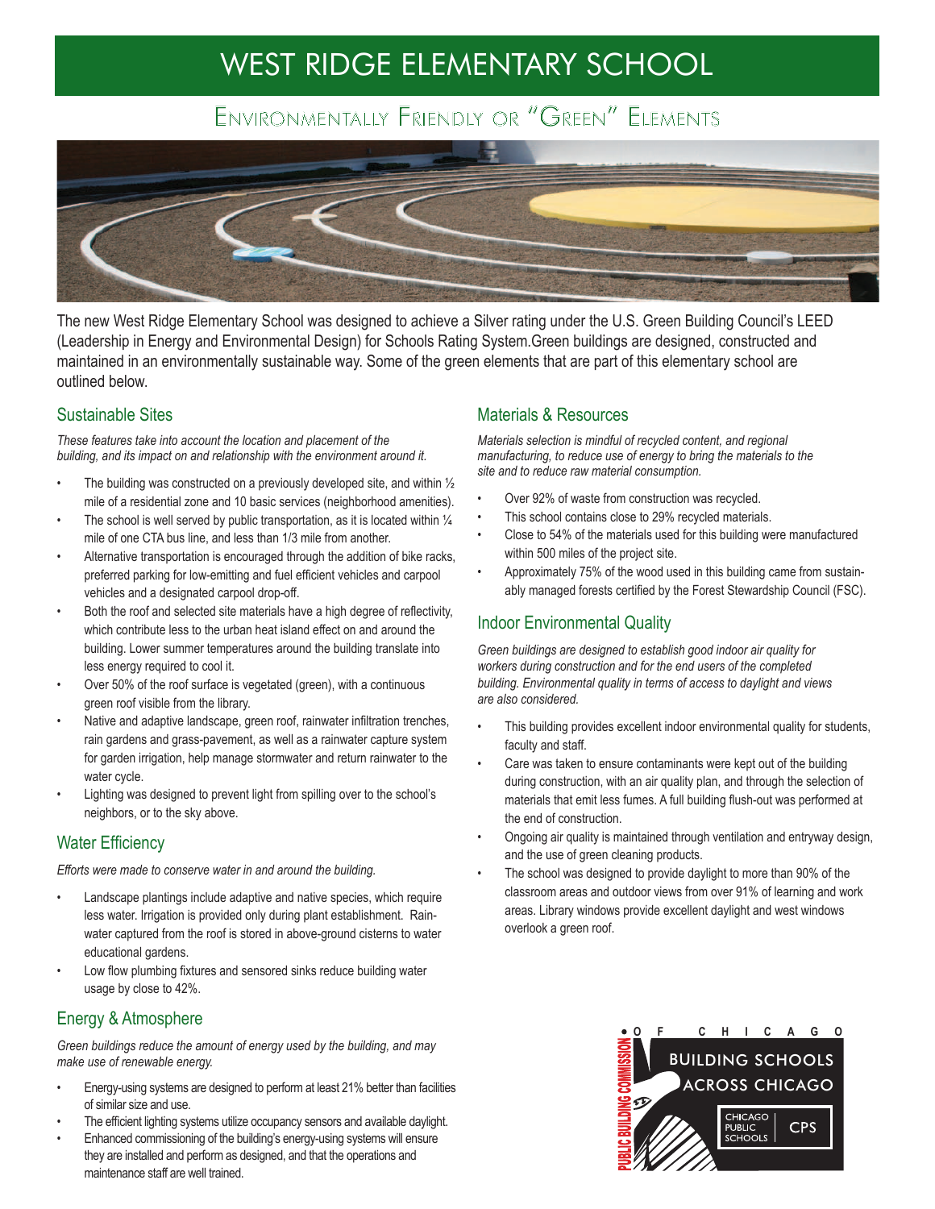# WEST RIDGE ELEMENTARY SCHOOL

## Environmentally Friendly or "Green" Elements

The new West Ridge Elementary School was designed to achieve a Silver rating under the U.S. Green Building Council's LEED (Leadership in Energy and Environmental Design) for Schools Rating System.Green buildings are designed, constructed and maintained in an environmentally sustainable way. Some of the green elements that are part of this elementary school are outlined below.

### Sustainable Sites

*These features take into account the location and placement of the building, and its impact on and relationship with the environment around it.*

- The building was constructed on a previously developed site, and within ½ mile of a residential zone and 10 basic services (neighborhood amenities).
- The school is well served by public transportation, as it is located within ¼ mile of one CTA bus line, and less than 1/3 mile from another.
- Alternative transportation is encouraged through the addition of bike racks, preferred parking for low-emitting and fuel efficient vehicles and carpool vehicles and a designated carpool drop-off.
- Both the roof and selected site materials have a high degree of reflectivity, which contribute less to the urban heat island effect on and around the building. Lower summer temperatures around the building translate into less energy required to cool it.
- Over 50% of the roof surface is vegetated (green), with a continuous green roof visible from the library.
- Native and adaptive landscape, green roof, rainwater infiltration trenches, rain gardens and grass-pavement, as well as a rainwater capture system for garden irrigation, help manage stormwater and return rainwater to the water cycle.
- Lighting was designed to prevent light from spilling over to the school's neighbors, or to the sky above.

### Water Efficiency

*Efforts were made to conserve water in and around the building.*

- Landscape plantings include adaptive and native species, which require less water. Irrigation is provided only during plant establishment. Rainwater captured from the roof is stored in above-ground cisterns to water educational gardens.
- Low flow plumbing fixtures and sensored sinks reduce building water usage by close to 42%.

### Energy & Atmosphere

*Green buildings reduce the amount of energy used by the building, and may make use of renewable energy.*

- Energy-using systems are designed to perform at least 21% better than facilities of similar size and use.
- The efficient lighting systems utilize occupancy sensors and available daylight.
- Enhanced commissioning of the building's energy-using systems will ensure they are installed and perform as designed, and that the operations and maintenance staff are well trained.

### Materials & Resources

*Materials selection is mindful of recycled content, and regional manufacturing, to reduce use of energy to bring the materials to the site and to reduce raw material consumption.*

- Over 92% of waste from construction was recycled.
- This school contains close to 29% recycled materials.
- Close to 54% of the materials used for this building were manufactured within 500 miles of the project site.
- Approximately 75% of the wood used in this building came from sustainably managed forests certified by the Forest Stewardship Council (FSC).

### Indoor Environmental Quality

*Green buildings are designed to establish good indoor air quality for workers during construction and for the end users of the completed building. Environmental quality in terms of access to daylight and views are also considered.*

- This building provides excellent indoor environmental quality for students, faculty and staff.
- Care was taken to ensure contaminants were kept out of the building during construction, with an air quality plan, and through the selection of materials that emit less fumes. A full building flush-out was performed at the end of construction.
- Ongoing air quality is maintained through ventilation and entryway design, and the use of green cleaning products.
- The school was designed to provide daylight to more than 90% of the classroom areas and outdoor views from over 91% of learning and work areas. Library windows provide excellent daylight and west windows overlook a green roof.

PUBLIC BUILDING COMMISSION OF CHICAGO
BUILDING SCHOOLS ACROSS CHICAGO
CHICAGO PUBLIC SCHOOLS | CPS